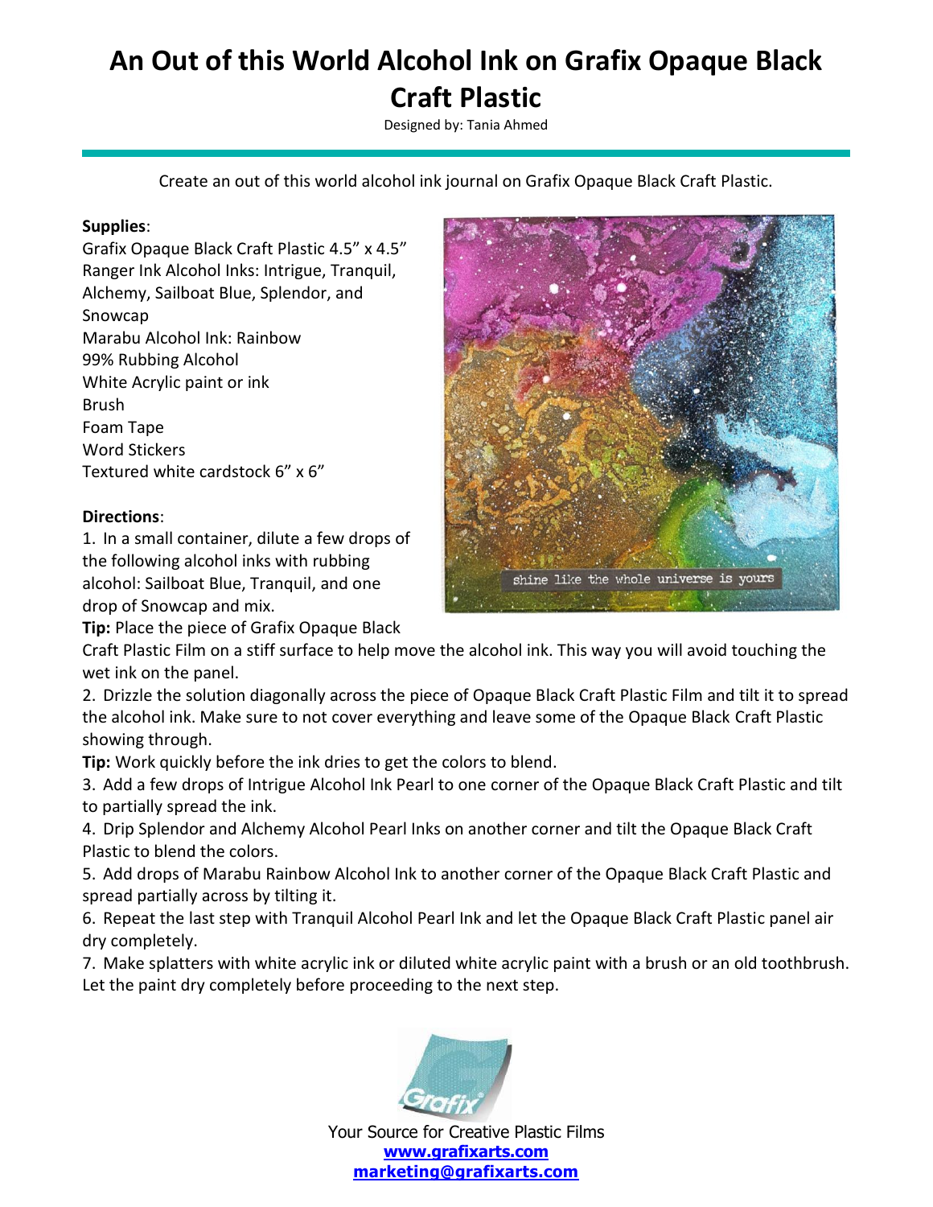# An Out of this World Alcohol Ink on Grafix Opaque Black Craft Plastic

Designed by: Tania Ahmed

Create an out of this world alcohol ink journal on Grafix Opaque Black Craft Plastic.

**Supplies**:
Grafix Opaque Black Craft Plastic 4.5” x 4.5”
Ranger Ink Alcohol Inks: Intrigue, Tranquil, Alchemy, Sailboat Blue, Splendor, and Snowcap
Marabu Alcohol Ink: Rainbow
99% Rubbing Alcohol
White Acrylic paint or ink
Brush
Foam Tape
Word Stickers
Textured white cardstock 6” x 6”

**Directions**:

1. In a small container, dilute a few drops of the following alcohol inks with rubbing alcohol: Sailboat Blue, Tranquil, and one drop of Snowcap and mix.

**Tip:** Place the piece of Grafix Opaque Black Craft Plastic Film on a stiff surface to help move the alcohol ink. This way you will avoid touching the wet ink on the panel.

2. Drizzle the solution diagonally across the piece of Opaque Black Craft Plastic Film and tilt it to spread the alcohol ink. Make sure to not cover everything and leave some of the Opaque Black Craft Plastic showing through.

**Tip:** Work quickly before the ink dries to get the colors to blend.

3. Add a few drops of Intrigue Alcohol Ink Pearl to one corner of the Opaque Black Craft Plastic and tilt to partially spread the ink.
4. Drip Splendor and Alchemy Alcohol Pearl Inks on another corner and tilt the Opaque Black Craft Plastic to blend the colors.
5. Add drops of Marabu Rainbow Alcohol Ink to another corner of the Opaque Black Craft Plastic and spread partially across by tilting it.
6. Repeat the last step with Tranquil Alcohol Pearl Ink and let the Opaque Black Craft Plastic panel air dry completely.
7. Make splatters with white acrylic ink or diluted white acrylic paint with a brush or an old toothbrush. Let the paint dry completely before proceeding to the next step.

Your Source for Creative Plastic Films
www.grafixarts.com
marketing@grafixarts.com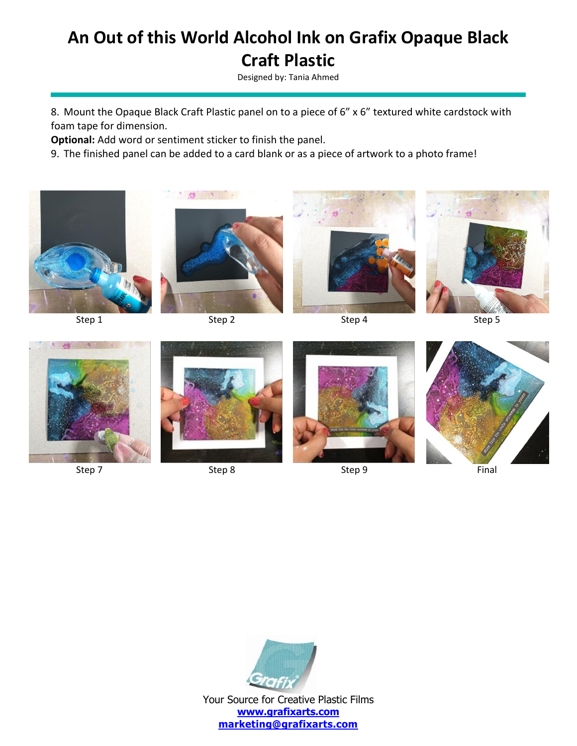# An Out of this World Alcohol Ink on Grafix Opaque Black Craft Plastic

Designed by: Tania Ahmed

8. Mount the Opaque Black Craft Plastic panel on to a piece of 6" x 6" textured white cardstock with foam tape for dimension.

**Optional:** Add word or sentiment sticker to finish the panel.

9. The finished panel can be added to a card blank or as a piece of artwork to a photo frame!

Step 1

Step 2

Step 4

Step 5

Step 7

Step 8

Step 9

Final

Your Source for Creative Plastic Films

**www.grafixarts.com**

**marketing@grafixarts.com**